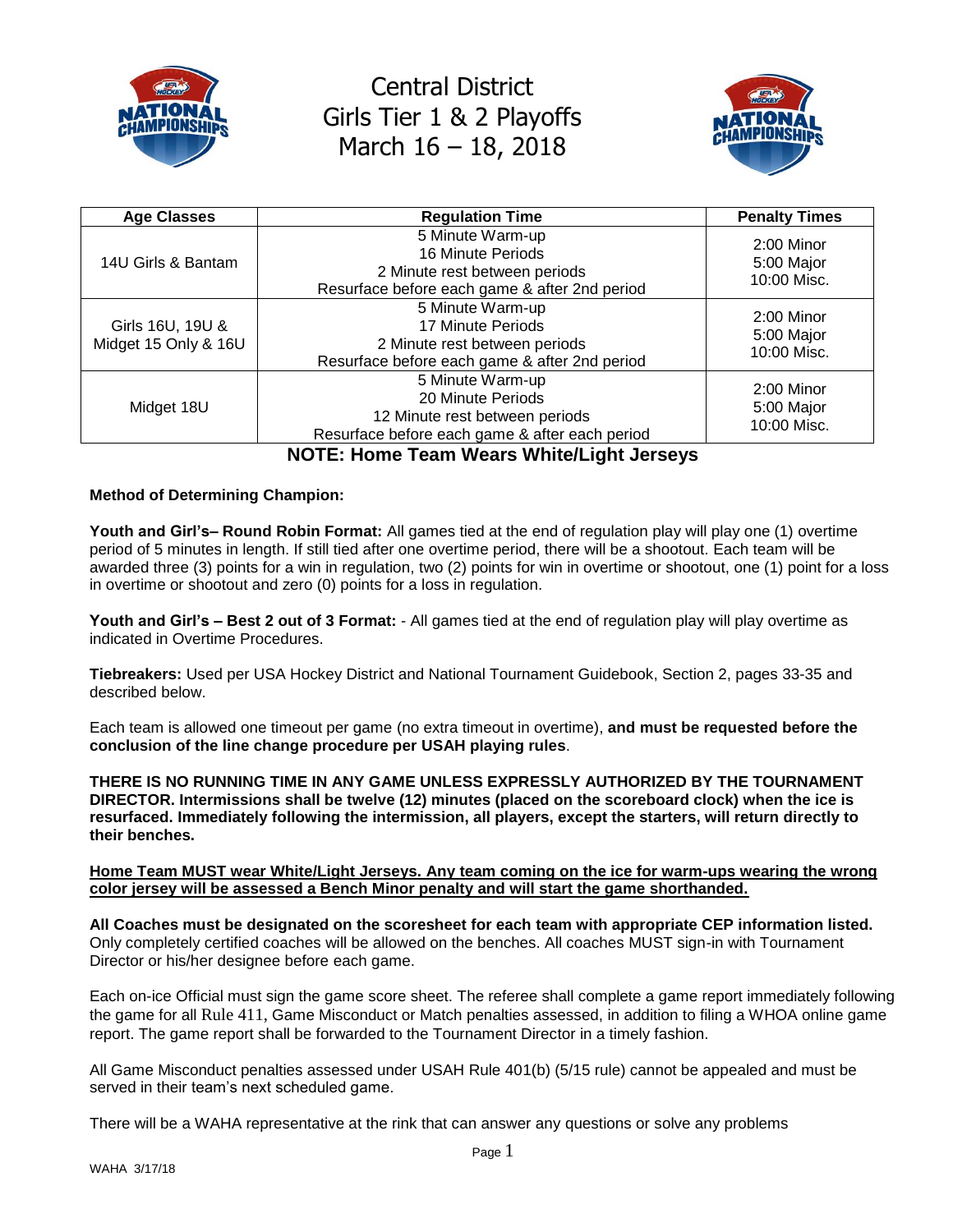# Central District
# Girls Tier 1 & 2 Playoffs
# March 16 – 18, 2018

| Age Classes | Regulation Time | Penalty Times |
|---|---|---|
| 14U Girls & Bantam | 5 Minute Warm-up<br>16 Minute Periods<br>2 Minute rest between periods<br>Resurface before each game & after 2nd period | 2:00 Minor<br>5:00 Major<br>10:00 Misc. |
| Girls 16U, 19U & Midget 15 Only & 16U | 5 Minute Warm-up<br>17 Minute Periods<br>2 Minute rest between periods<br>Resurface before each game & after 2nd period | 2:00 Minor<br>5:00 Major<br>10:00 Misc. |
| Midget 18U | 5 Minute Warm-up<br>20 Minute Periods<br>12 Minute rest between periods<br>Resurface before each game & after each period | 2:00 Minor<br>5:00 Major<br>10:00 Misc. |

**NOTE: Home Team Wears White/Light Jerseys**

**Method of Determining Champion:**

**Youth and Girl's– Round Robin Format:** All games tied at the end of regulation play will play one (1) overtime period of 5 minutes in length. If still tied after one overtime period, there will be a shootout. Each team will be awarded three (3) points for a win in regulation, two (2) points for win in overtime or shootout, one (1) point for a loss in overtime or shootout and zero (0) points for a loss in regulation.

**Youth and Girl's – Best 2 out of 3 Format:** - All games tied at the end of regulation play will play overtime as indicated in Overtime Procedures.

**Tiebreakers:** Used per USA Hockey District and National Tournament Guidebook, Section 2, pages 33-35 and described below.

Each team is allowed one timeout per game (no extra timeout in overtime), **and must be requested before the conclusion of the line change procedure per USAH playing rules**.

**THERE IS NO RUNNING TIME IN ANY GAME UNLESS EXPRESSLY AUTHORIZED BY THE TOURNAMENT DIRECTOR. Intermissions shall be twelve (12) minutes (placed on the scoreboard clock) when the ice is resurfaced. Immediately following the intermission, all players, except the starters, will return directly to their benches.**

**<u>Home Team MUST wear White/Light Jerseys. Any team coming on the ice for warm-ups wearing the wrong color jersey will be assessed a Bench Minor penalty and will start the game shorthanded.</u>**

**All Coaches must be designated on the scoresheet for each team with appropriate CEP information listed.** Only completely certified coaches will be allowed on the benches. All coaches MUST sign-in with Tournament Director or his/her designee before each game.

Each on-ice Official must sign the game score sheet. The referee shall complete a game report immediately following the game for all Rule 411, Game Misconduct or Match penalties assessed, in addition to filing a WHOA online game report. The game report shall be forwarded to the Tournament Director in a timely fashion.

All Game Misconduct penalties assessed under USAH Rule 401(b) (5/15 rule) cannot be appealed and must be served in their team's next scheduled game.

There will be a WAHA representative at the rink that can answer any questions or solve any problems

WAHA 3/17/18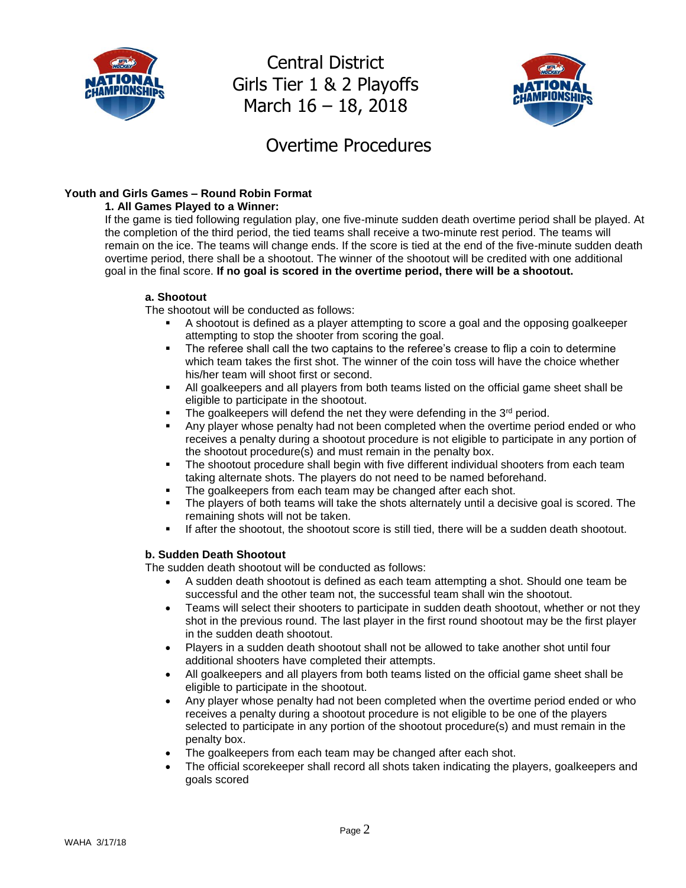# Central District
# Girls Tier 1 & 2 Playoffs
# March 16 – 18, 2018

## Overtime Procedures

**Youth and Girls Games – Round Robin Format**

**1. All Games Played to a Winner:**

If the game is tied following regulation play, one five-minute sudden death overtime period shall be played. At the completion of the third period, the tied teams shall receive a two-minute rest period. The teams will remain on the ice. The teams will change ends. If the score is tied at the end of the five-minute sudden death overtime period, there shall be a shootout. The winner of the shootout will be credited with one additional goal in the final score. **If no goal is scored in the overtime period, there will be a shootout.**

**a. Shootout**

The shootout will be conducted as follows:

- A shootout is defined as a player attempting to score a goal and the opposing goalkeeper attempting to stop the shooter from scoring the goal.
- The referee shall call the two captains to the referee's crease to flip a coin to determine which team takes the first shot. The winner of the coin toss will have the choice whether his/her team will shoot first or second.
- All goalkeepers and all players from both teams listed on the official game sheet shall be eligible to participate in the shootout.
- The goalkeepers will defend the net they were defending in the 3rd period.
- Any player whose penalty had not been completed when the overtime period ended or who receives a penalty during a shootout procedure is not eligible to participate in any portion of the shootout procedure(s) and must remain in the penalty box.
- The shootout procedure shall begin with five different individual shooters from each team taking alternate shots. The players do not need to be named beforehand.
- The goalkeepers from each team may be changed after each shot.
- The players of both teams will take the shots alternately until a decisive goal is scored. The remaining shots will not be taken.
- If after the shootout, the shootout score is still tied, there will be a sudden death shootout.

**b. Sudden Death Shootout**

The sudden death shootout will be conducted as follows:

- A sudden death shootout is defined as each team attempting a shot. Should one team be successful and the other team not, the successful team shall win the shootout.
- Teams will select their shooters to participate in sudden death shootout, whether or not they shot in the previous round. The last player in the first round shootout may be the first player in the sudden death shootout.
- Players in a sudden death shootout shall not be allowed to take another shot until four additional shooters have completed their attempts.
- All goalkeepers and all players from both teams listed on the official game sheet shall be eligible to participate in the shootout.
- Any player whose penalty had not been completed when the overtime period ended or who receives a penalty during a shootout procedure is not eligible to be one of the players selected to participate in any portion of the shootout procedure(s) and must remain in the penalty box.
- The goalkeepers from each team may be changed after each shot.
- The official scorekeeper shall record all shots taken indicating the players, goalkeepers and goals scored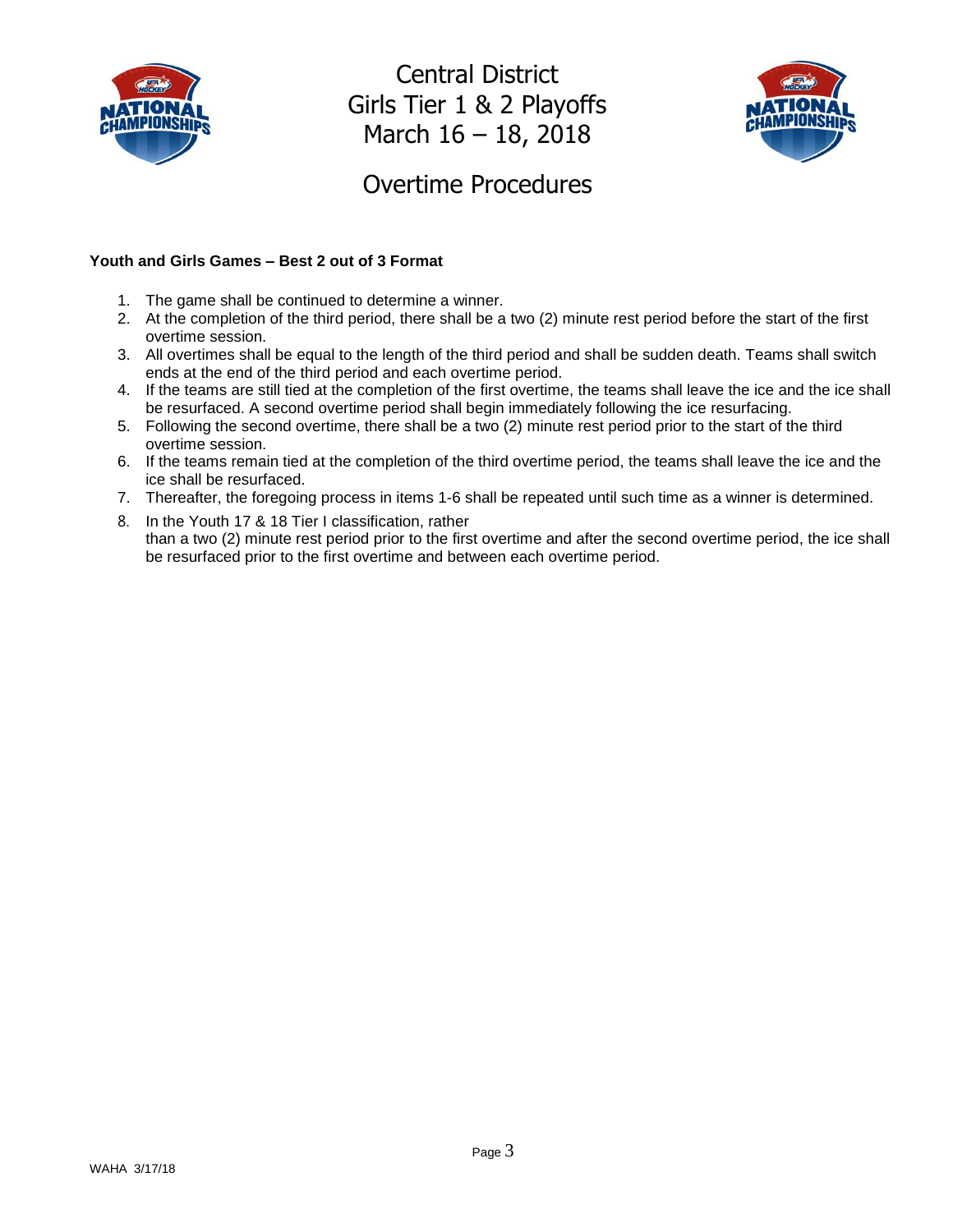# Central District
# Girls Tier 1 & 2 Playoffs
# March 16 – 18, 2018

## Overtime Procedures

**Youth and Girls Games – Best 2 out of 3 Format**

1. The game shall be continued to determine a winner.
2. At the completion of the third period, there shall be a two (2) minute rest period before the start of the first overtime session.
3. All overtimes shall be equal to the length of the third period and shall be sudden death. Teams shall switch ends at the end of the third period and each overtime period.
4. If the teams are still tied at the completion of the first overtime, the teams shall leave the ice and the ice shall be resurfaced. A second overtime period shall begin immediately following the ice resurfacing.
5. Following the second overtime, there shall be a two (2) minute rest period prior to the start of the third overtime session.
6. If the teams remain tied at the completion of the third overtime period, the teams shall leave the ice and the ice shall be resurfaced.
7. Thereafter, the foregoing process in items 1-6 shall be repeated until such time as a winner is determined.
8. In the Youth 17 & 18 Tier I classification, rather than a two (2) minute rest period prior to the first overtime and after the second overtime period, the ice shall be resurfaced prior to the first overtime and between each overtime period.

WAHA 3/17/18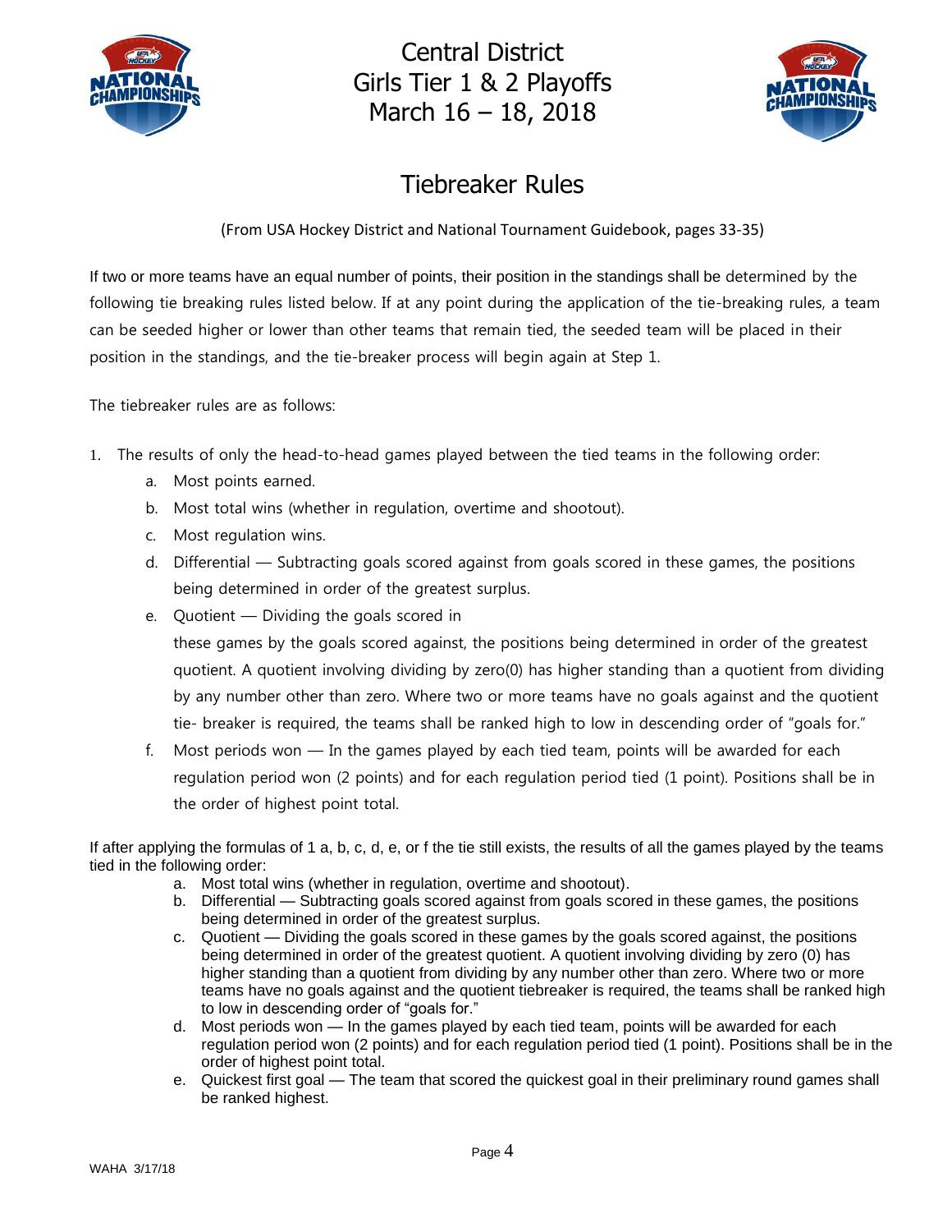# Central District
# Girls Tier 1 & 2 Playoffs
# March 16 – 18, 2018

## Tiebreaker Rules

(From USA Hockey District and National Tournament Guidebook, pages 33-35)

If two or more teams have an equal number of points, their position in the standings shall be determined by the following tie breaking rules listed below. If at any point during the application of the tie-breaking rules, a team can be seeded higher or lower than other teams that remain tied, the seeded team will be placed in their position in the standings, and the tie-breaker process will begin again at Step 1.

The tiebreaker rules are as follows:

1. The results of only the head-to-head games played between the tied teams in the following order:
   a. Most points earned.
   b. Most total wins (whether in regulation, overtime and shootout).
   c. Most regulation wins.
   d. Differential — Subtracting goals scored against from goals scored in these games, the positions being determined in order of the greatest surplus.
   e. Quotient — Dividing the goals scored in these games by the goals scored against, the positions being determined in order of the greatest quotient. A quotient involving dividing by zero(0) has higher standing than a quotient from dividing by any number other than zero. Where two or more teams have no goals against and the quotient tie- breaker is required, the teams shall be ranked high to low in descending order of "goals for."
   f. Most periods won — In the games played by each tied team, points will be awarded for each regulation period won (2 points) and for each regulation period tied (1 point). Positions shall be in the order of highest point total.

If after applying the formulas of 1 a, b, c, d, e, or f the tie still exists, the results of all the games played by the teams tied in the following order:

   a. Most total wins (whether in regulation, overtime and shootout).
   b. Differential — Subtracting goals scored against from goals scored in these games, the positions being determined in order of the greatest surplus.
   c. Quotient — Dividing the goals scored in these games by the goals scored against, the positions being determined in order of the greatest quotient. A quotient involving dividing by zero (0) has higher standing than a quotient from dividing by any number other than zero. Where two or more teams have no goals against and the quotient tiebreaker is required, the teams shall be ranked high to low in descending order of "goals for."
   d. Most periods won — In the games played by each tied team, points will be awarded for each regulation period won (2 points) and for each regulation period tied (1 point). Positions shall be in the order of highest point total.
   e. Quickest first goal — The team that scored the quickest goal in their preliminary round games shall be ranked highest.

WAHA 3/17/18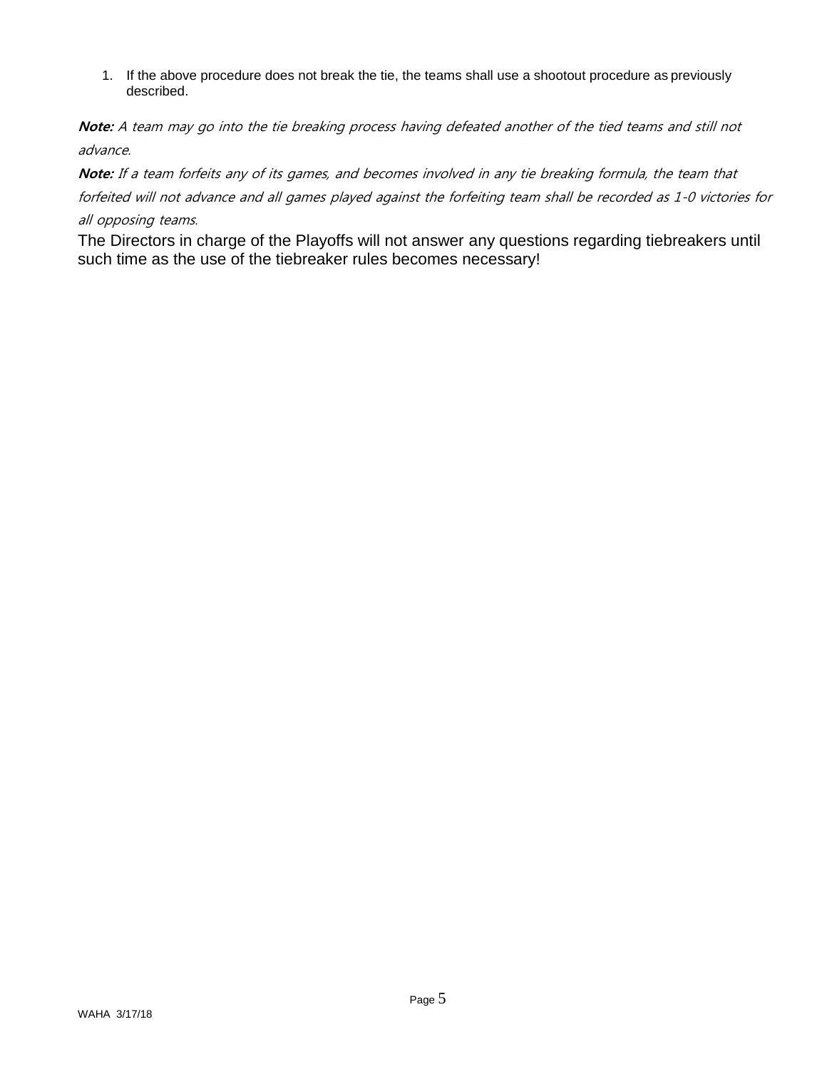1. If the above procedure does not break the tie, the teams shall use a shootout procedure as previously described.

***Note:*** *A team may go into the tie breaking process having defeated another of the tied teams and still not advance.*

***Note:*** *If a team forfeits any of its games, and becomes involved in any tie breaking formula, the team that forfeited will not advance and all games played against the forfeiting team shall be recorded as 1-0 victories for all opposing teams.*

The Directors in charge of the Playoffs will not answer any questions regarding tiebreakers until such time as the use of the tiebreaker rules becomes necessary!